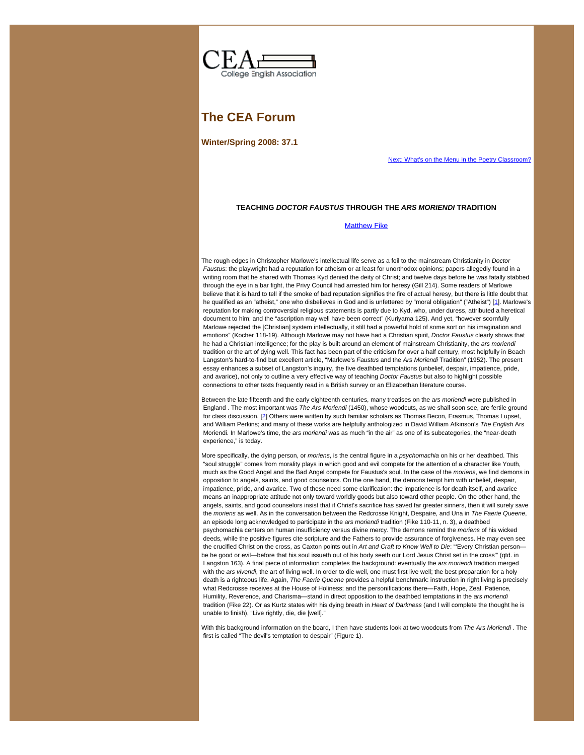CEA College English Association

# The CEA Forum

**Winter/Spring 2008: 37.1**

Next: What's on the Menu in the Poetry Classroom?

## TEACHING *DOCTOR FAUSTUS* THROUGH THE *ARS MORIENDI* TRADITION

Matthew Fike

The rough edges in Christopher Marlowe's intellectual life serve as a foil to the mainstream Christianity in *Doctor Faustus*: the playwright had a reputation for atheism or at least for unorthodox opinions; papers allegedly found in a writing room that he shared with Thomas Kyd denied the deity of Christ; and twelve days before he was fatally stabbed through the eye in a bar fight, the Privy Council had arrested him for heresy (Gill 214). Some readers of Marlowe believe that it is hard to tell if the smoke of bad reputation signifies the fire of actual heresy, but there is little doubt that he qualified as an "atheist," one who disbelieves in God and is unfettered by "moral obligation" ("Atheist") [1]. Marlowe's reputation for making controversial religious statements is partly due to Kyd, who, under duress, attributed a heretical document to him; and the "ascription may well have been correct" (Kuriyama 125). And yet, "however scornfully Marlowe rejected the [Christian] system intellectually, it still had a powerful hold of some sort on his imagination and emotions" (Kocher 118-19). Although Marlowe may not have had a Christian spirit, *Doctor Faustus* clearly shows that he had a Christian intelligence; for the play is built around an element of mainstream Christianity, the *ars moriendi* tradition or the art of dying well. This fact has been part of the criticism for over a half century, most helpfully in Beach Langston's hard-to-find but excellent article, "Marlowe's *Faustus* and the *Ars Moriendi* Tradition" (1952). The present essay enhances a subset of Langston's inquiry, the five deathbed temptations (unbelief, despair, impatience, pride, and avarice), not only to outline a very effective way of teaching *Doctor Faustus* but also to highlight possible connections to other texts frequently read in a British survey or an Elizabethan literature course.

Between the late fifteenth and the early eighteenth centuries, many treatises on the *ars moriendi* were published in England . The most important was *The Ars Moriendi* (1450), whose woodcuts, as we shall soon see, are fertile ground for class discussion. [2] Others were written by such familiar scholars as Thomas Becon, Erasmus, Thomas Lupset, and William Perkins; and many of these works are helpfully anthologized in David William Atkinson's *The English* Ars Moriendi. In Marlowe's time, the *ars moriendi* was as much "in the air" as one of its subcategories, the "near-death experience," is today.

More specifically, the dying person, or *moriens*, is the central figure in a *psychomachia* on his or her deathbed. This "soul struggle" comes from morality plays in which good and evil compete for the attention of a character like Youth, much as the Good Angel and the Bad Angel compete for Faustus's soul. In the case of the *moriens*, we find demons in opposition to angels, saints, and good counselors. On the one hand, the demons tempt him with unbelief, despair, impatience, pride, and avarice. Two of these need some clarification: the impatience is for death itself, and avarice means an inappropriate attitude not only toward worldly goods but also toward other people. On the other hand, the angels, saints, and good counselors insist that if Christ's sacrifice has saved far greater sinners, then it will surely save the *moriens* as well. As in the conversation between the Redcrosse Knight, Despaire, and Una in *The Faerie Queene*, an episode long acknowledged to participate in the *ars moriendi* tradition (Fike 110-11, n. 3), a deathbed psychomachia centers on human insufficiency versus divine mercy. The demons remind the *moriens* of his wicked deeds, while the positive figures cite scripture and the Fathers to provide assurance of forgiveness. He may even see the crucified Christ on the cross, as Caxton points out in *Art and Craft to Know Well to Die*: "'Every Christian person—be he good or evil—before that his soul issueth out of his body seeth our Lord Jesus Christ set in the cross'" (qtd. in Langston 163). A final piece of information completes the background: eventually the *ars moriendi* tradition merged with the *ars vivendi*, the art of living well. In order to die well, one must first live well; the best preparation for a holy death is a righteous life. Again, *The Faerie Queene* provides a helpful benchmark: instruction in right living is precisely what Redcrosse receives at the House of Holiness; and the personifications there—Faith, Hope, Zeal, Patience, Humility, Reverence, and Charisma—stand in direct opposition to the deathbed temptations in the *ars moriendi* tradition (Fike 22). Or as Kurtz states with his dying breath in *Heart of Darkness* (and I will complete the thought he is unable to finish), "Live rightly, die, die [well]."

With this background information on the board, I then have students look at two woodcuts from *The Ars Moriendi* . The first is called "The devil's temptation to despair" (Figure 1).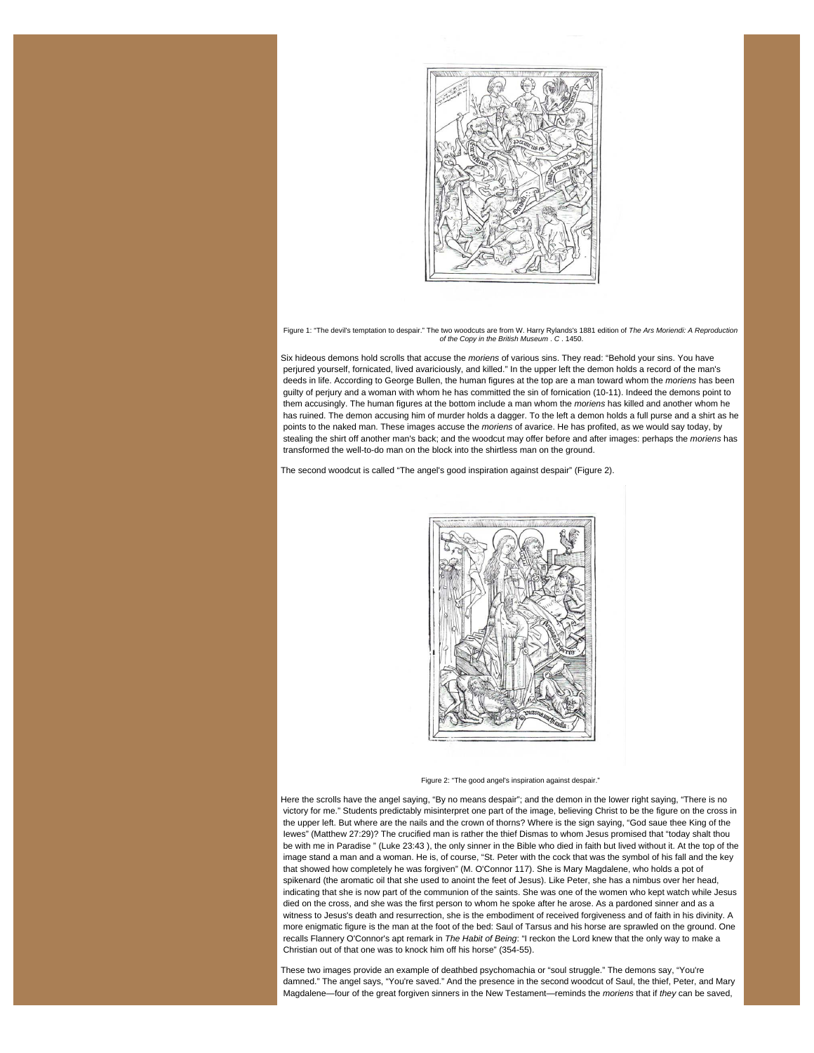Figure 1: "The devil's temptation to despair." The two woodcuts are from W. Harry Rylands's 1881 edition of *The Ars Moriendi: A Reproduction of the Copy in the British Museum* . *C* . 1450.

Six hideous demons hold scrolls that accuse the *moriens* of various sins. They read: "Behold your sins. You have perjured yourself, fornicated, lived avariciously, and killed." In the upper left the demon holds a record of the man's deeds in life. According to George Bullen, the human figures at the top are a man toward whom the *moriens* has been guilty of perjury and a woman with whom he has committed the sin of fornication (10-11). Indeed the demons point to them accusingly. The human figures at the bottom include a man whom the *moriens* has killed and another whom he has ruined. The demon accusing him of murder holds a dagger. To the left a demon holds a full purse and a shirt as he points to the naked man. These images accuse the *moriens* of avarice. He has profited, as we would say today, by stealing the shirt off another man's back; and the woodcut may offer before and after images: perhaps the *moriens* has transformed the well-to-do man on the block into the shirtless man on the ground.

The second woodcut is called "The angel's good inspiration against despair" (Figure 2).

Figure 2: "The good angel's inspiration against despair."

Here the scrolls have the angel saying, "By no means despair"; and the demon in the lower right saying, "There is no victory for me." Students predictably misinterpret one part of the image, believing Christ to be the figure on the cross in the upper left. But where are the nails and the crown of thorns? Where is the sign saying, "God saue thee King of the Iewes" (Matthew 27:29)? The crucified man is rather the thief Dismas to whom Jesus promised that "today shalt thou be with me in Paradise " (Luke 23:43 ), the only sinner in the Bible who died in faith but lived without it. At the top of the image stand a man and a woman. He is, of course, "St. Peter with the cock that was the symbol of his fall and the key that showed how completely he was forgiven" (M. O'Connor 117). She is Mary Magdalene, who holds a pot of spikenard (the aromatic oil that she used to anoint the feet of Jesus). Like Peter, she has a nimbus over her head, indicating that she is now part of the communion of the saints. She was one of the women who kept watch while Jesus died on the cross, and she was the first person to whom he spoke after he arose. As a pardoned sinner and as a witness to Jesus's death and resurrection, she is the embodiment of received forgiveness and of faith in his divinity. A more enigmatic figure is the man at the foot of the bed: Saul of Tarsus and his horse are sprawled on the ground. One recalls Flannery O'Connor's apt remark in *The Habit of Being*: "I reckon the Lord knew that the only way to make a Christian out of that one was to knock him off his horse" (354-55).

These two images provide an example of deathbed psychomachia or "soul struggle." The demons say, "You're damned." The angel says, "You're saved." And the presence in the second woodcut of Saul, the thief, Peter, and Mary Magdalene—four of the great forgiven sinners in the New Testament—reminds the *moriens* that if *they* can be saved,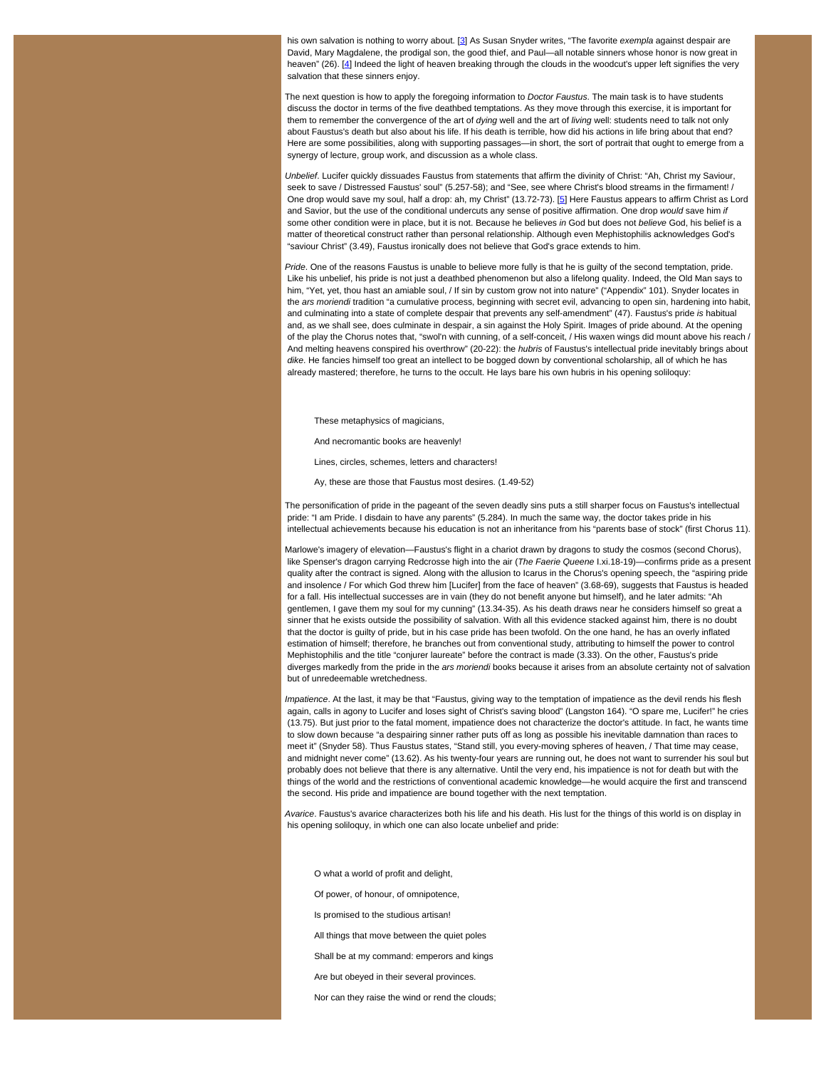his own salvation is nothing to worry about. [3] As Susan Snyder writes, "The favorite *exempla* against despair are David, Mary Magdalene, the prodigal son, the good thief, and Paul—all notable sinners whose honor is now great in heaven" (26). [4] Indeed the light of heaven breaking through the clouds in the woodcut's upper left signifies the very salvation that these sinners enjoy.

The next question is how to apply the foregoing information to *Doctor Faustus*. The main task is to have students discuss the doctor in terms of the five deathbed temptations. As they move through this exercise, it is important for them to remember the convergence of the art of *dying* well and the art of *living* well: students need to talk not only about Faustus's death but also about his life. If his death is terrible, how did his actions in life bring about that end? Here are some possibilities, along with supporting passages—in short, the sort of portrait that ought to emerge from a synergy of lecture, group work, and discussion as a whole class.

*Unbelief*. Lucifer quickly dissuades Faustus from statements that affirm the divinity of Christ: "Ah, Christ my Saviour, seek to save / Distressed Faustus' soul" (5.257-58); and "See, see where Christ's blood streams in the firmament! / One drop would save my soul, half a drop: ah, my Christ" (13.72-73). [5] Here Faustus appears to affirm Christ as Lord and Savior, but the use of the conditional undercuts any sense of positive affirmation. One drop *would* save him *if* some other condition were in place, but it is not. Because he believes *in* God but does not *believe* God, his belief is a matter of theoretical construct rather than personal relationship. Although even Mephistophilis acknowledges God's "saviour Christ" (3.49), Faustus ironically does not believe that God's grace extends to him.

*Pride*. One of the reasons Faustus is unable to believe more fully is that he is guilty of the second temptation, pride. Like his unbelief, his pride is not just a deathbed phenomenon but also a lifelong quality. Indeed, the Old Man says to him, "Yet, yet, thou hast an amiable soul, / If sin by custom grow not into nature" ("Appendix" 101). Snyder locates in the *ars moriendi* tradition "a cumulative process, beginning with secret evil, advancing to open sin, hardening into habit, and culminating into a state of complete despair that prevents any self-amendment" (47). Faustus's pride *is* habitual and, as we shall see, does culminate in despair, a sin against the Holy Spirit. Images of pride abound. At the opening of the play the Chorus notes that, "swol'n with cunning, of a self-conceit, / His waxen wings did mount above his reach / And melting heavens conspired his overthrow" (20-22): the *hubris* of Faustus's intellectual pride inevitably brings about *dike*. He fancies himself too great an intellect to be bogged down by conventional scholarship, all of which he has already mastered; therefore, he turns to the occult. He lays bare his own hubris in his opening soliloquy:

> These metaphysics of magicians,
>
> And necromantic books are heavenly!
>
> Lines, circles, schemes, letters and characters!
>
> Ay, these are those that Faustus most desires. (1.49-52)

The personification of pride in the pageant of the seven deadly sins puts a still sharper focus on Faustus's intellectual pride: "I am Pride. I disdain to have any parents" (5.284). In much the same way, the doctor takes pride in his intellectual achievements because his education is not an inheritance from his "parents base of stock" (first Chorus 11).

Marlowe's imagery of elevation—Faustus's flight in a chariot drawn by dragons to study the cosmos (second Chorus), like Spenser's dragon carrying Redcrosse high into the air (*The Faerie Queene* I.xi.18-19)—confirms pride as a present quality after the contract is signed. Along with the allusion to Icarus in the Chorus's opening speech, the "aspiring pride and insolence / For which God threw him [Lucifer] from the face of heaven" (3.68-69), suggests that Faustus is headed for a fall. His intellectual successes are in vain (they do not benefit anyone but himself), and he later admits: "Ah gentlemen, I gave them my soul for my cunning" (13.34-35). As his death draws near he considers himself so great a sinner that he exists outside the possibility of salvation. With all this evidence stacked against him, there is no doubt that the doctor is guilty of pride, but in his case pride has been twofold. On the one hand, he has an overly inflated estimation of himself; therefore, he branches out from conventional study, attributing to himself the power to control Mephistophilis and the title "conjurer laureate" before the contract is made (3.33). On the other, Faustus's pride diverges markedly from the pride in the *ars moriendi* books because it arises from an absolute certainty not of salvation but of unredeemable wretchedness.

*Impatience*. At the last, it may be that "Faustus, giving way to the temptation of impatience as the devil rends his flesh again, calls in agony to Lucifer and loses sight of Christ's saving blood" (Langston 164). "O spare me, Lucifer!" he cries (13.75). But just prior to the fatal moment, impatience does not characterize the doctor's attitude. In fact, he wants time to slow down because "a despairing sinner rather puts off as long as possible his inevitable damnation than races to meet it" (Snyder 58). Thus Faustus states, "Stand still, you every-moving spheres of heaven, / That time may cease, and midnight never come" (13.62). As his twenty-four years are running out, he does not want to surrender his soul but probably does not believe that there is any alternative. Until the very end, his impatience is not for death but with the things of the world and the restrictions of conventional academic knowledge—he would acquire the first and transcend the second. His pride and impatience are bound together with the next temptation.

*Avarice*. Faustus's avarice characterizes both his life and his death. His lust for the things of this world is on display in his opening soliloquy, in which one can also locate unbelief and pride:

> O what a world of profit and delight,
>
> Of power, of honour, of omnipotence,
>
> Is promised to the studious artisan!
>
> All things that move between the quiet poles
>
> Shall be at my command: emperors and kings
>
> Are but obeyed in their several provinces.
>
> Nor can they raise the wind or rend the clouds;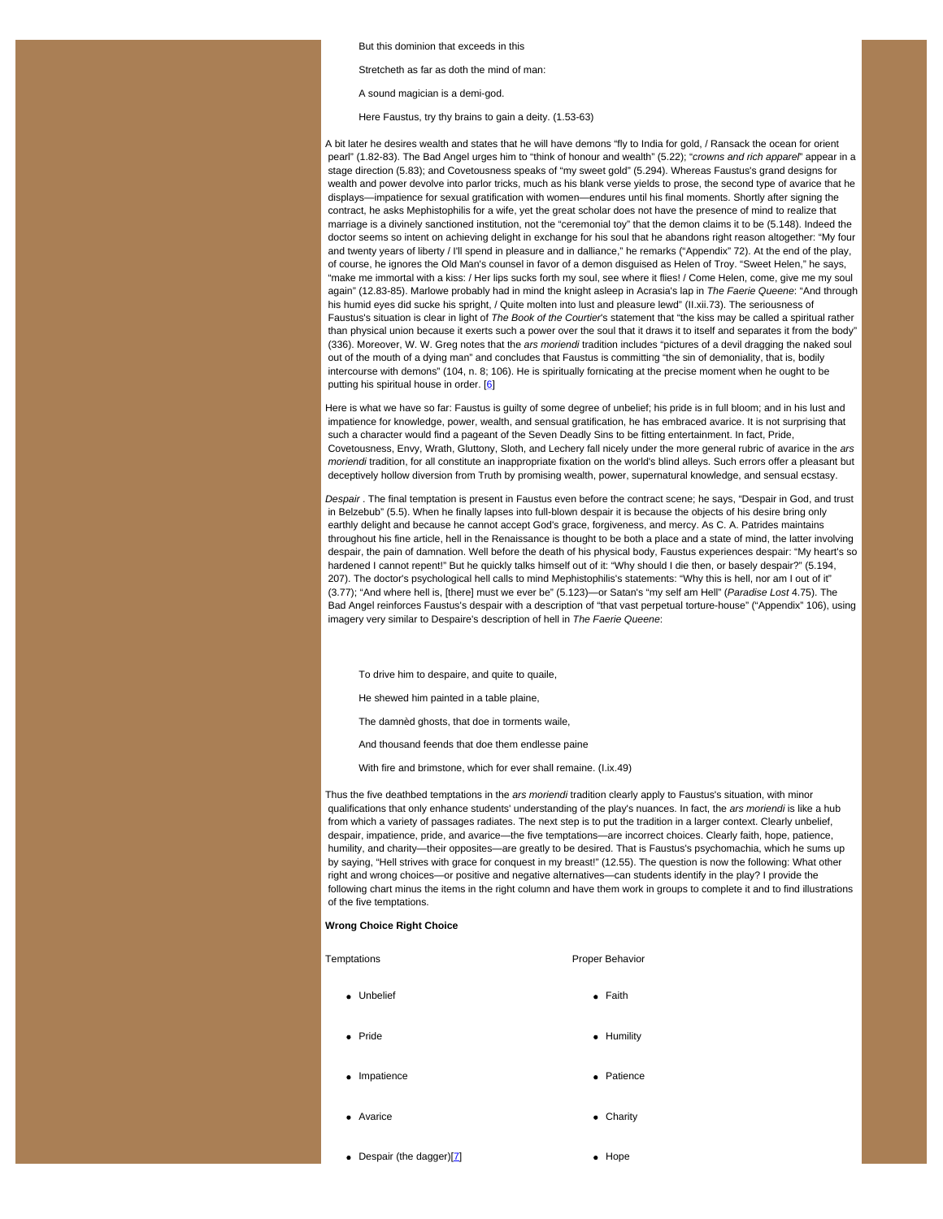But this dominion that exceeds in this

Stretcheth as far as doth the mind of man:

A sound magician is a demi-god.

Here Faustus, try thy brains to gain a deity. (1.53-63)

A bit later he desires wealth and states that he will have demons "fly to India for gold, / Ransack the ocean for orient pearl" (1.82-83). The Bad Angel urges him to "think of honour and wealth" (5.22); "*crowns and rich apparel*" appear in a stage direction (5.83); and Covetousness speaks of "my sweet gold" (5.294). Whereas Faustus's grand designs for wealth and power devolve into parlor tricks, much as his blank verse yields to prose, the second type of avarice that he displays—impatience for sexual gratification with women—endures until his final moments. Shortly after signing the contract, he asks Mephistophilis for a wife, yet the great scholar does not have the presence of mind to realize that marriage is a divinely sanctioned institution, not the "ceremonial toy" that the demon claims it to be (5.148). Indeed the doctor seems so intent on achieving delight in exchange for his soul that he abandons right reason altogether: "My four and twenty years of liberty / I'll spend in pleasure and in dalliance," he remarks ("Appendix" 72). At the end of the play, of course, he ignores the Old Man's counsel in favor of a demon disguised as Helen of Troy. "Sweet Helen," he says, "make me immortal with a kiss: / Her lips sucks forth my soul, see where it flies! / Come Helen, come, give me my soul again" (12.83-85). Marlowe probably had in mind the knight asleep in Acrasia's lap in *The Faerie Queene*: "And through his humid eyes did sucke his spright, / Quite molten into lust and pleasure lewd" (II.xii.73). The seriousness of Faustus's situation is clear in light of *The Book of the Courtier*'s statement that "the kiss may be called a spiritual rather than physical union because it exerts such a power over the soul that it draws it to itself and separates it from the body" (336). Moreover, W. W. Greg notes that the *ars moriendi* tradition includes "pictures of a devil dragging the naked soul out of the mouth of a dying man" and concludes that Faustus is committing "the sin of demoniality, that is, bodily intercourse with demons" (104, n. 8; 106). He is spiritually fornicating at the precise moment when he ought to be putting his spiritual house in order. [6]

Here is what we have so far: Faustus is guilty of some degree of unbelief; his pride is in full bloom; and in his lust and impatience for knowledge, power, wealth, and sensual gratification, he has embraced avarice. It is not surprising that such a character would find a pageant of the Seven Deadly Sins to be fitting entertainment. In fact, Pride, Covetousness, Envy, Wrath, Gluttony, Sloth, and Lechery fall nicely under the more general rubric of avarice in the *ars moriendi* tradition, for all constitute an inappropriate fixation on the world's blind alleys. Such errors offer a pleasant but deceptively hollow diversion from Truth by promising wealth, power, supernatural knowledge, and sensual ecstasy.

*Despair* . The final temptation is present in Faustus even before the contract scene; he says, "Despair in God, and trust in Belzebub" (5.5). When he finally lapses into full-blown despair it is because the objects of his desire bring only earthly delight and because he cannot accept God's grace, forgiveness, and mercy. As C. A. Patrides maintains throughout his fine article, hell in the Renaissance is thought to be both a place and a state of mind, the latter involving despair, the pain of damnation. Well before the death of his physical body, Faustus experiences despair: "My heart's so hardened I cannot repent!" But he quickly talks himself out of it: "Why should I die then, or basely despair?" (5.194, 207). The doctor's psychological hell calls to mind Mephistophilis's statements: "Why this is hell, nor am I out of it" (3.77); "And where hell is, [there] must we ever be" (5.123)—or Satan's "my self am Hell" (*Paradise Lost* 4.75). The Bad Angel reinforces Faustus's despair with a description of "that vast perpetual torture-house" ("Appendix" 106), using imagery very similar to Despaire's description of hell in *The Faerie Queene*:

To drive him to despaire, and quite to quaile,

He shewed him painted in a table plaine,

The damnèd ghosts, that doe in torments waile,

And thousand feends that doe them endlesse paine

With fire and brimstone, which for ever shall remaine. (I.ix.49)

Thus the five deathbed temptations in the *ars moriendi* tradition clearly apply to Faustus's situation, with minor qualifications that only enhance students' understanding of the play's nuances. In fact, the *ars moriendi* is like a hub from which a variety of passages radiates. The next step is to put the tradition in a larger context. Clearly unbelief, despair, impatience, pride, and avarice—the five temptations—are incorrect choices. Clearly faith, hope, patience, humility, and charity—their opposites—are greatly to be desired. That is Faustus's psychomachia, which he sums up by saying, "Hell strives with grace for conquest in my breast!" (12.55). The question is now the following: What other right and wrong choices—or positive and negative alternatives—can students identify in the play? I provide the following chart minus the items in the right column and have them work in groups to complete it and to find illustrations of the five temptations.

**Wrong Choice Right Choice**

| Temptations | Proper Behavior |
|---|---|
| • Unbelief | • Faith |
| • Pride | • Humility |
| • Impatience | • Patience |
| • Avarice | • Charity |
| • Despair (the dagger)[7] | • Hope |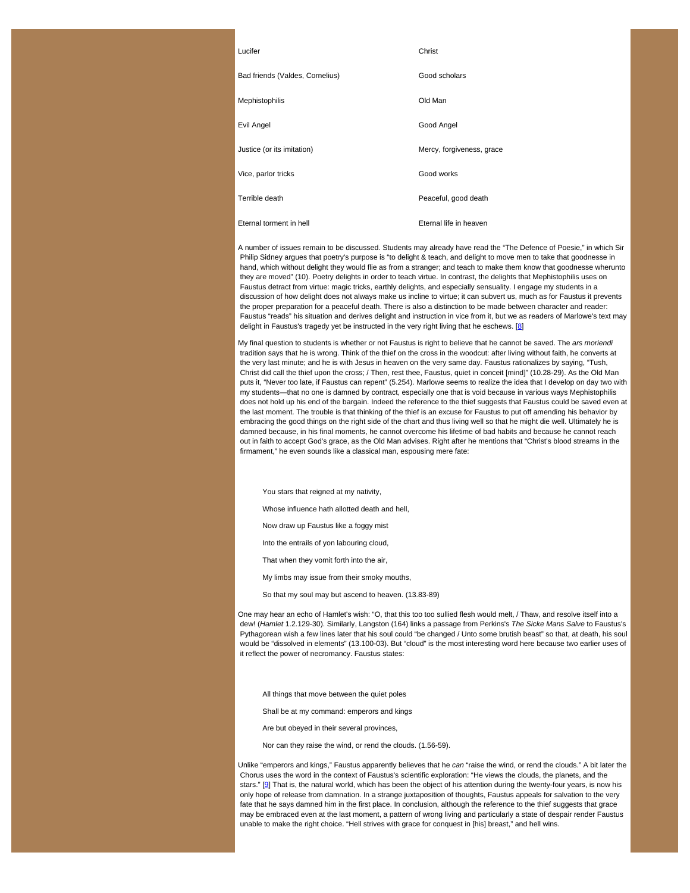| | |
|---|---|
| Lucifer | Christ |
| Bad friends (Valdes, Cornelius) | Good scholars |
| Mephistophilis | Old Man |
| Evil Angel | Good Angel |
| Justice (or its imitation) | Mercy, forgiveness, grace |
| Vice, parlor tricks | Good works |
| Terrible death | Peaceful, good death |
| Eternal torment in hell | Eternal life in heaven |

A number of issues remain to be discussed. Students may already have read the "The Defence of Poesie," in which Sir Philip Sidney argues that poetry's purpose is "to delight & teach, and delight to move men to take that goodnesse in hand, which without delight they would flie as from a stranger; and teach to make them know that goodnesse wherunto they are moved" (10). Poetry delights in order to teach virtue. In contrast, the delights that Mephistophilis uses on Faustus detract from virtue: magic tricks, earthly delights, and especially sensuality. I engage my students in a discussion of how delight does not always make us incline to virtue; it can subvert us, much as for Faustus it prevents the proper preparation for a peaceful death. There is also a distinction to be made between character and reader: Faustus "reads" his situation and derives delight and instruction in vice from it, but we as readers of Marlowe's text may delight in Faustus's tragedy yet be instructed in the very right living that he eschews. [8]

My final question to students is whether or not Faustus is right to believe that he cannot be saved. The *ars moriendi* tradition says that he is wrong. Think of the thief on the cross in the woodcut: after living without faith, he converts at the very last minute; and he is with Jesus in heaven on the very same day. Faustus rationalizes by saying, "Tush, Christ did call the thief upon the cross; / Then, rest thee, Faustus, quiet in conceit [mind]" (10.28-29). As the Old Man puts it, "Never too late, if Faustus can repent" (5.254). Marlowe seems to realize the idea that I develop on day two with my students—that no one is damned by contract, especially one that is void because in various ways Mephistophilis does not hold up his end of the bargain. Indeed the reference to the thief suggests that Faustus could be saved even at the last moment. The trouble is that thinking of the thief is an excuse for Faustus to put off amending his behavior by embracing the good things on the right side of the chart and thus living well so that he might die well. Ultimately he is damned because, in his final moments, he cannot overcome his lifetime of bad habits and because he cannot reach out in faith to accept God's grace, as the Old Man advises. Right after he mentions that "Christ's blood streams in the firmament," he even sounds like a classical man, espousing mere fate:

> You stars that reigned at my nativity,
>
> Whose influence hath allotted death and hell,
>
> Now draw up Faustus like a foggy mist
>
> Into the entrails of yon labouring cloud,
>
> That when they vomit forth into the air,
>
> My limbs may issue from their smoky mouths,
>
> So that my soul may but ascend to heaven. (13.83-89)

One may hear an echo of Hamlet's wish: "O, that this too too sullied flesh would melt, / Thaw, and resolve itself into a dew! (*Hamlet* 1.2.129-30). Similarly, Langston (164) links a passage from Perkins's *The Sicke Mans Salve* to Faustus's Pythagorean wish a few lines later that his soul could "be changed / Unto some brutish beast" so that, at death, his soul would be "dissolved in elements" (13.100-03). But "cloud" is the most interesting word here because two earlier uses of it reflect the power of necromancy. Faustus states:

> All things that move between the quiet poles
>
> Shall be at my command: emperors and kings
>
> Are but obeyed in their several provinces,
>
> Nor can they raise the wind, or rend the clouds. (1.56-59).

Unlike "emperors and kings," Faustus apparently believes that he *can* "raise the wind, or rend the clouds." A bit later the Chorus uses the word in the context of Faustus's scientific exploration: "He views the clouds, the planets, and the stars." [9] That is, the natural world, which has been the object of his attention during the twenty-four years, is now his only hope of release from damnation. In a strange juxtaposition of thoughts, Faustus appeals for salvation to the very fate that he says damned him in the first place. In conclusion, although the reference to the thief suggests that grace may be embraced even at the last moment, a pattern of wrong living and particularly a state of despair render Faustus unable to make the right choice. "Hell strives with grace for conquest in [his] breast," and hell wins.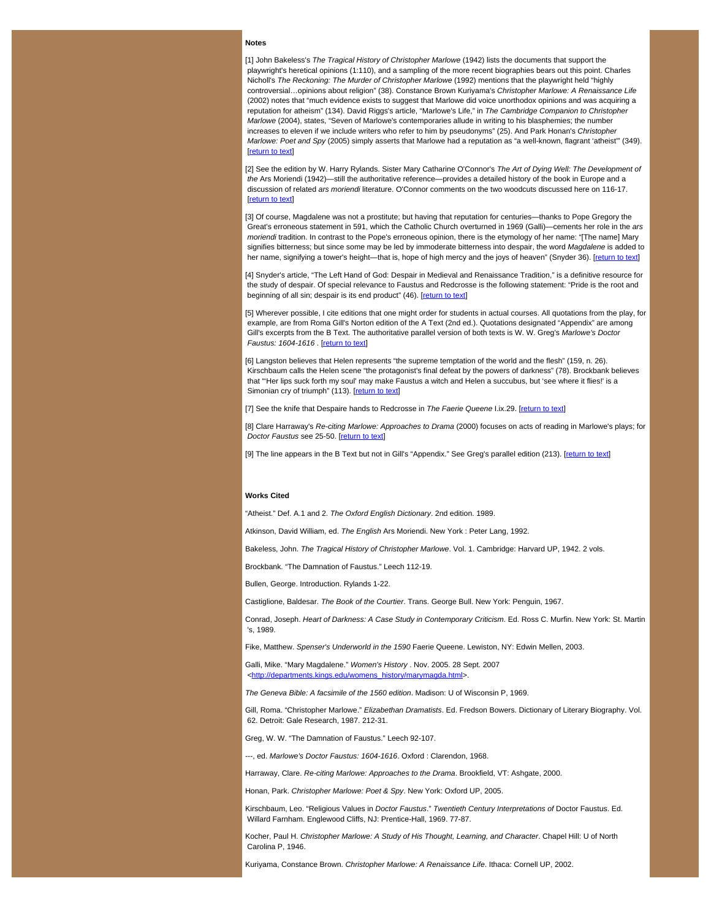**Notes**

[1] John Bakeless's *The Tragical History of Christopher Marlowe* (1942) lists the documents that support the playwright's heretical opinions (1:110), and a sampling of the more recent biographies bears out this point. Charles Nicholl's *The Reckoning: The Murder of Christopher Marlowe* (1992) mentions that the playwright held "highly controversial…opinions about religion" (38). Constance Brown Kuriyama's *Christopher Marlowe: A Renaissance Life* (2002) notes that "much evidence exists to suggest that Marlowe did voice unorthodox opinions and was acquiring a reputation for atheism" (134). David Riggs's article, "Marlowe's Life," in *The Cambridge Companion to Christopher Marlowe* (2004), states, "Seven of Marlowe's contemporaries allude in writing to his blasphemies; the number increases to eleven if we include writers who refer to him by pseudonyms" (25). And Park Honan's *Christopher Marlowe: Poet and Spy* (2005) simply asserts that Marlowe had a reputation as "a well-known, flagrant 'atheist'" (349). [return to text]

[2] See the edition by W. Harry Rylands. Sister Mary Catharine O'Connor's *The Art of Dying Well: The Development of the* Ars Moriendi (1942)—still the authoritative reference—provides a detailed history of the book in Europe and a discussion of related *ars moriendi* literature. O'Connor comments on the two woodcuts discussed here on 116-17. [return to text]

[3] Of course, Magdalene was not a prostitute; but having that reputation for centuries—thanks to Pope Gregory the Great's erroneous statement in 591, which the Catholic Church overturned in 1969 (Galli)—cements her role in the *ars moriendi* tradition. In contrast to the Pope's erroneous opinion, there is the etymology of her name: "[The name] Mary signifies bitterness; but since some may be led by immoderate bitterness into despair, the word *Magdalene* is added to her name, signifying a tower's height—that is, hope of high mercy and the joys of heaven" (Snyder 36). [return to text]

[4] Snyder's article, "The Left Hand of God: Despair in Medieval and Renaissance Tradition," is a definitive resource for the study of despair. Of special relevance to Faustus and Redcrosse is the following statement: "Pride is the root and beginning of all sin; despair is its end product" (46). [return to text]

[5] Wherever possible, I cite editions that one might order for students in actual courses. All quotations from the play, for example, are from Roma Gill's Norton edition of the A Text (2nd ed.). Quotations designated "Appendix" are among Gill's excerpts from the B Text. The authoritative parallel version of both texts is W. W. Greg's *Marlowe's Doctor Faustus: 1604-1616* . [return to text]

[6] Langston believes that Helen represents "the supreme temptation of the world and the flesh" (159, n. 26). Kirschbaum calls the Helen scene "the protagonist's final defeat by the powers of darkness" (78). Brockbank believes that "'Her lips suck forth my soul' may make Faustus a witch and Helen a succubus, but 'see where it flies!' is a Simonian cry of triumph" (113). [return to text]

[7] See the knife that Despaire hands to Redcrosse in *The Faerie Queene* I.ix.29. [return to text]

[8] Clare Harraway's *Re-citing Marlowe: Approaches to Drama* (2000) focuses on acts of reading in Marlowe's plays; for *Doctor Faustus* see 25-50. [return to text]

[9] The line appears in the B Text but not in Gill's "Appendix." See Greg's parallel edition (213). [return to text]

**Works Cited**

"Atheist." Def. A.1 and 2. *The Oxford English Dictionary*. 2nd edition. 1989.

Atkinson, David William, ed. *The English* Ars Moriendi. New York : Peter Lang, 1992.

Bakeless, John. *The Tragical History of Christopher Marlowe*. Vol. 1. Cambridge: Harvard UP, 1942. 2 vols.

Brockbank. "The Damnation of Faustus." Leech 112-19.

Bullen, George. Introduction. Rylands 1-22.

Castiglione, Baldesar. *The Book of the Courtier*. Trans. George Bull. New York: Penguin, 1967.

Conrad, Joseph. *Heart of Darkness: A Case Study in Contemporary Criticism*. Ed. Ross C. Murfin. New York: St. Martin 's, 1989.

Fike, Matthew. *Spenser's Underworld in the 1590* Faerie Queene. Lewiston, NY: Edwin Mellen, 2003.

Galli, Mike. "Mary Magdalene." *Women's History* . Nov. 2005. 28 Sept. 2007 <http://departments.kings.edu/womens_history/marymagda.html>.

*The Geneva Bible: A facsimile of the 1560 edition*. Madison: U of Wisconsin P, 1969.

Gill, Roma. "Christopher Marlowe." *Elizabethan Dramatists*. Ed. Fredson Bowers. Dictionary of Literary Biography. Vol. 62. Detroit: Gale Research, 1987. 212-31.

Greg, W. W. "The Damnation of Faustus." Leech 92-107.

---, ed. *Marlowe's Doctor Faustus: 1604-1616*. Oxford : Clarendon, 1968.

Harraway, Clare. *Re-citing Marlowe: Approaches to the Drama*. Brookfield, VT: Ashgate, 2000.

Honan, Park. *Christopher Marlowe: Poet & Spy*. New York: Oxford UP, 2005.

Kirschbaum, Leo. "Religious Values in *Doctor Faustus*." *Twentieth Century Interpretations of* Doctor Faustus. Ed. Willard Farnham. Englewood Cliffs, NJ: Prentice-Hall, 1969. 77-87.

Kocher, Paul H. *Christopher Marlowe: A Study of His Thought, Learning, and Character*. Chapel Hill: U of North Carolina P, 1946.

Kuriyama, Constance Brown. *Christopher Marlowe: A Renaissance Life*. Ithaca: Cornell UP, 2002.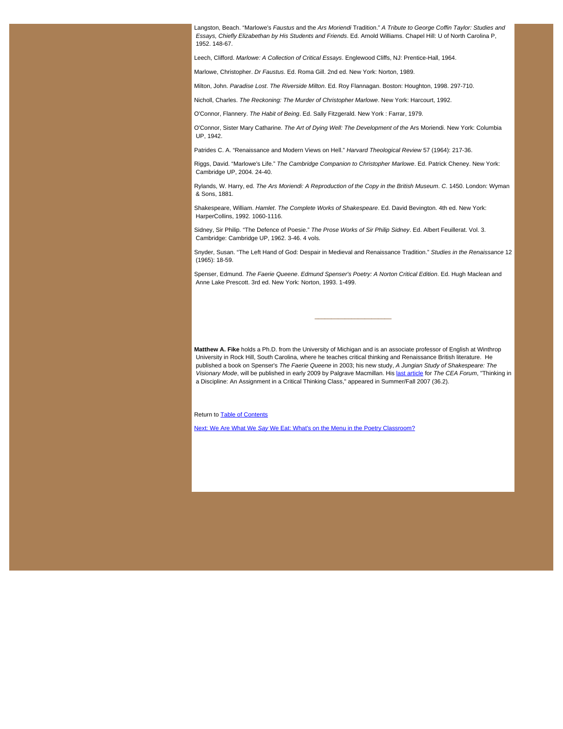Langston, Beach. "Marlowe's *Faustus* and the *Ars Moriendi* Tradition." *A Tribute to George Coffin Taylor: Studies and Essays, Chiefly Elizabethan by His Students and Friends*. Ed. Arnold Williams. Chapel Hill: U of North Carolina P, 1952. 148-67.

Leech, Clifford. *Marlowe: A Collection of Critical Essays*. Englewood Cliffs, NJ: Prentice-Hall, 1964.

Marlowe, Christopher. *Dr Faustus*. Ed. Roma Gill. 2nd ed. New York: Norton, 1989.

Milton, John. *Paradise Lost*. *The Riverside Milton*. Ed. Roy Flannagan. Boston: Houghton, 1998. 297-710.

Nicholl, Charles. *The Reckoning: The Murder of Christopher Marlowe*. New York: Harcourt, 1992.

O'Connor, Flannery. *The Habit of Being*. Ed. Sally Fitzgerald. New York : Farrar, 1979.

O'Connor, Sister Mary Catharine. *The Art of Dying Well: The Development of the* Ars Moriendi. New York: Columbia UP, 1942.

Patrides C. A. "Renaissance and Modern Views on Hell." *Harvard Theological Review* 57 (1964): 217-36.

Riggs, David. "Marlowe's Life." *The Cambridge Companion to Christopher Marlowe*. Ed. Patrick Cheney. New York: Cambridge UP, 2004. 24-40.

Rylands, W. Harry, ed. *The Ars Moriendi: A Reproduction of the Copy in the British Museum*. *C*. 1450. London: Wyman & Sons, 1881.

Shakespeare, William. *Hamlet*. *The Complete Works of Shakespeare*. Ed. David Bevington. 4th ed. New York: HarperCollins, 1992. 1060-1116.

Sidney, Sir Philip. "The Defence of Poesie." *The Prose Works of Sir Philip Sidney*. Ed. Albert Feuillerat. Vol. 3. Cambridge: Cambridge UP, 1962. 3-46. 4 vols.

Snyder, Susan. "The Left Hand of God: Despair in Medieval and Renaissance Tradition." *Studies in the Renaissance* 12 (1965): 18-59.

Spenser, Edmund. *The Faerie Queene*. *Edmund Spenser's Poetry: A Norton Critical Edition*. Ed. Hugh Maclean and Anne Lake Prescott. 3rd ed. New York: Norton, 1993. 1-499.

---

**Matthew A. Fike** holds a Ph.D. from the University of Michigan and is an associate professor of English at Winthrop University in Rock Hill, South Carolina, where he teaches critical thinking and Renaissance British literature. He published a book on Spenser's *The Faerie Queene* in 2003; his new study, *A Jungian Study of Shakespeare: The Visionary Mode*, will be published in early 2009 by Palgrave Macmillan. His last article for *The CEA Forum*, "Thinking in a Discipline: An Assignment in a Critical Thinking Class," appeared in Summer/Fall 2007 (36.2).

Return to Table of Contents

Next: We Are What We *Say* We Eat: What's on the Menu in the Poetry Classroom?